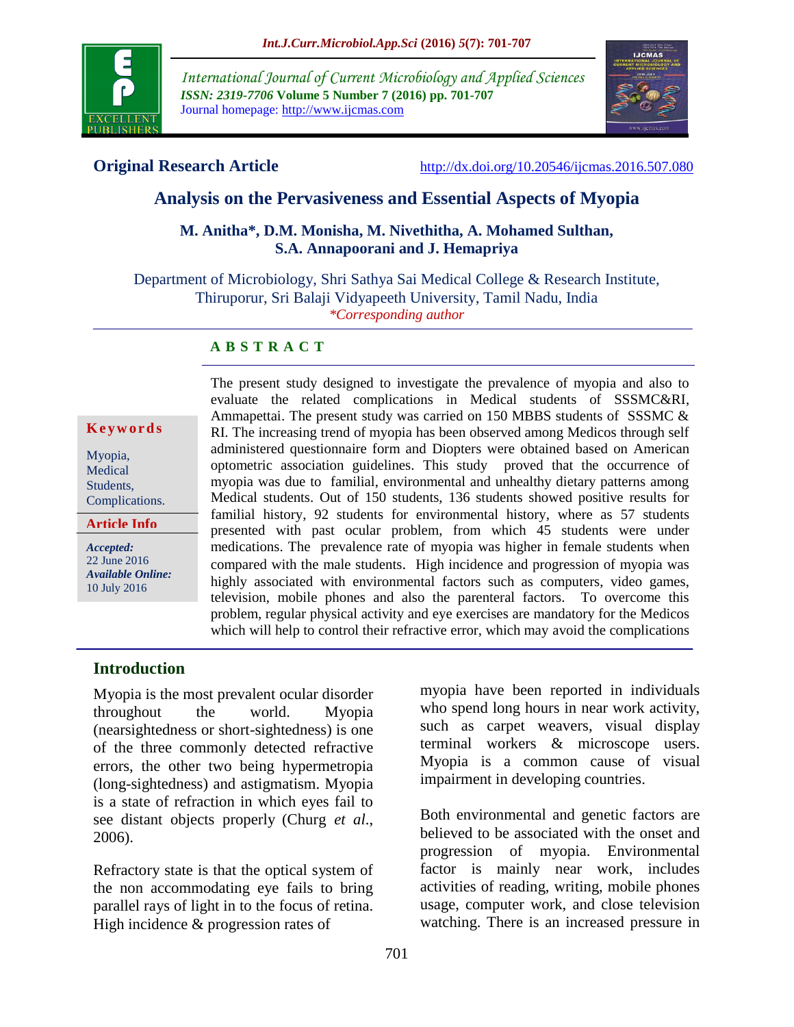**International Journal of Current Microbiology and Applied Sciences**
*ISSN: 2319-7706* **Volume 5 Number 7 (2016) pp. 701-707**
Journal homepage: http://www.ijcmas.com

**Original Research Article** http://dx.doi.org/10.20546/ijcmas.2016.507.080

# Analysis on the Pervasiveness and Essential Aspects of Myopia

**M. Anitha*, D.M. Monisha, M. Nivethitha, A. Mohamed Sulthan, S.A. Annapoorani and J. Hemapriya**

Department of Microbiology, Shri Sathya Sai Medical College & Research Institute, Thiruporur, Sri Balaji Vidyapeeth University, Tamil Nadu, India

*\*Corresponding author*

## ABSTRACT

**Keywords**

Myopia, Medical Students, Complications.

**Article Info**

***Accepted:*** 22 June 2016

***Available Online:*** 10 July 2016

The present study designed to investigate the prevalence of myopia and also to evaluate the related complications in Medical students of SSSMC&RI, Ammapettai. The present study was carried on 150 MBBS students of SSSMC & RI. The increasing trend of myopia has been observed among Medicos through self administered questionnaire form and Diopters were obtained based on American optometric association guidelines. This study proved that the occurrence of myopia was due to familial, environmental and unhealthy dietary patterns among Medical students. Out of 150 students, 136 students showed positive results for familial history, 92 students for environmental history, where as 57 students presented with past ocular problem, from which 45 students were under medications. The prevalence rate of myopia was higher in female students when compared with the male students. High incidence and progression of myopia was highly associated with environmental factors such as computers, video games, television, mobile phones and also the parenteral factors. To overcome this problem, regular physical activity and eye exercises are mandatory for the Medicos which will help to control their refractive error, which may avoid the complications

## Introduction

Myopia is the most prevalent ocular disorder throughout the world. Myopia (nearsightedness or short-sightedness) is one of the three commonly detected refractive errors, the other two being hypermetropia (long-sightedness) and astigmatism. Myopia is a state of refraction in which eyes fail to see distant objects properly (Churg *et al.,* 2006).

Refractory state is that the optical system of the non accommodating eye fails to bring parallel rays of light in to the focus of retina. High incidence & progression rates of myopia have been reported in individuals who spend long hours in near work activity, such as carpet weavers, visual display terminal workers & microscope users. Myopia is a common cause of visual impairment in developing countries.

Both environmental and genetic factors are believed to be associated with the onset and progression of myopia. Environmental factor is mainly near work, includes activities of reading, writing, mobile phones usage, computer work, and close television watching. There is an increased pressure in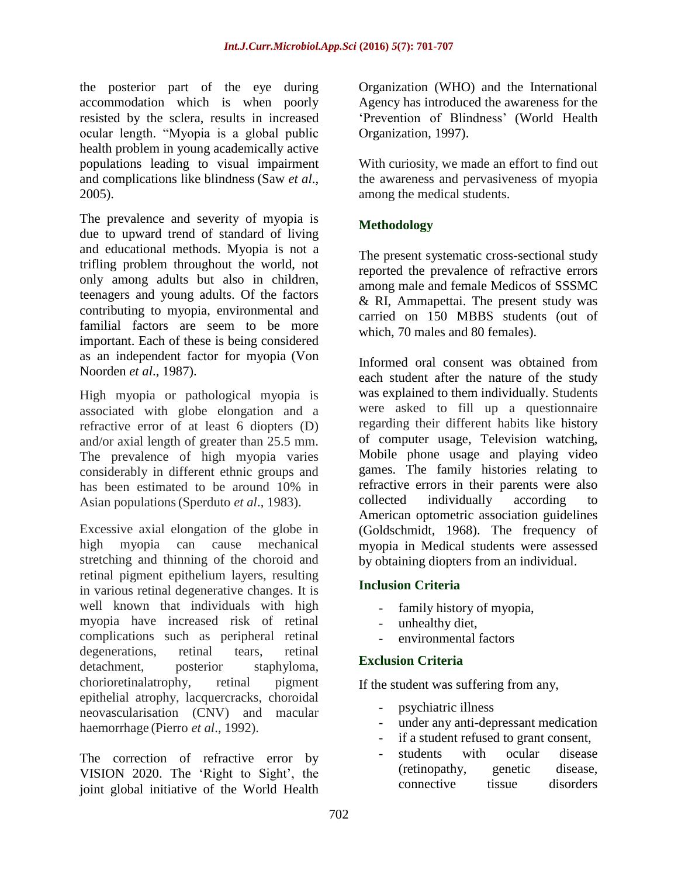the posterior part of the eye during accommodation which is when poorly resisted by the sclera, results in increased ocular length. "Myopia is a global public health problem in young academically active populations leading to visual impairment and complications like blindness (Saw *et al*., 2005).

The prevalence and severity of myopia is due to upward trend of standard of living and educational methods. Myopia is not a trifling problem throughout the world, not only among adults but also in children, teenagers and young adults. Of the factors contributing to myopia, environmental and familial factors are seem to be more important. Each of these is being considered as an independent factor for myopia (Von Noorden *et al*., 1987).

High myopia or pathological myopia is associated with globe elongation and a refractive error of at least 6 diopters (D) and/or axial length of greater than 25.5 mm. The prevalence of high myopia varies considerably in different ethnic groups and has been estimated to be around 10% in Asian populations (Sperduto *et al*., 1983).

Excessive axial elongation of the globe in high myopia can cause mechanical stretching and thinning of the choroid and retinal pigment epithelium layers, resulting in various retinal degenerative changes. It is well known that individuals with high myopia have increased risk of retinal complications such as peripheral retinal degenerations, retinal tears, retinal detachment, posterior staphyloma, chorioretinalatrophy, retinal pigment epithelial atrophy, lacquercracks, choroidal neovascularisation (CNV) and macular haemorrhage (Pierro *et al*., 1992).

The correction of refractive error by VISION 2020. The 'Right to Sight', the joint global initiative of the World Health Organization (WHO) and the International Agency has introduced the awareness for the 'Prevention of Blindness' (World Health Organization, 1997).

With curiosity, we made an effort to find out the awareness and pervasiveness of myopia among the medical students.

## Methodology

The present systematic cross-sectional study reported the prevalence of refractive errors among male and female Medicos of SSSMC & RI, Ammapettai. The present study was carried on 150 MBBS students (out of which, 70 males and 80 females).

Informed oral consent was obtained from each student after the nature of the study was explained to them individually. Students were asked to fill up a questionnaire regarding their different habits like history of computer usage, Television watching, Mobile phone usage and playing video games. The family histories relating to refractive errors in their parents were also collected individually according to American optometric association guidelines (Goldschmidt, 1968). The frequency of myopia in Medical students were assessed by obtaining diopters from an individual.

### Inclusion Criteria

- family history of myopia,
- unhealthy diet,
- environmental factors

### Exclusion Criteria

If the student was suffering from any,

- psychiatric illness
- under any anti-depressant medication
- if a student refused to grant consent,
- students with ocular disease (retinopathy, genetic disease, connective tissue disorders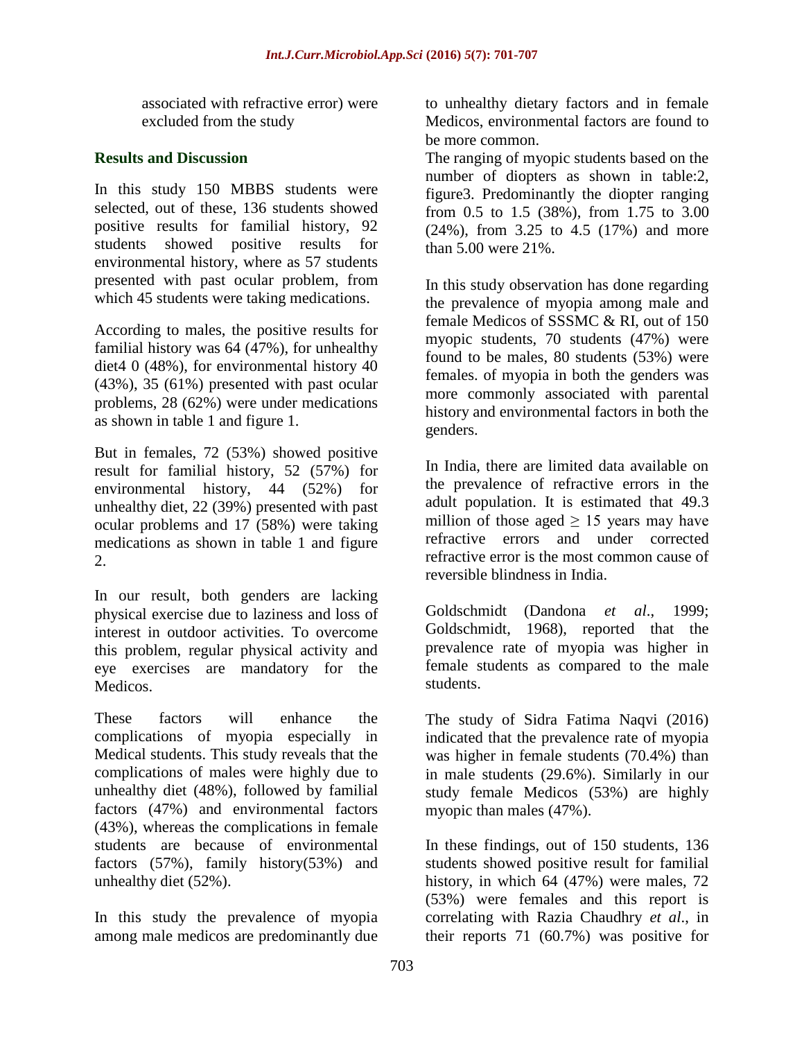associated with refractive error) were excluded from the study

## Results and Discussion

In this study 150 MBBS students were selected, out of these, 136 students showed positive results for familial history, 92 students showed positive results for environmental history, where as 57 students presented with past ocular problem, from which 45 students were taking medications.

According to males, the positive results for familial history was 64 (47%), for unhealthy diet4 0 (48%), for environmental history 40 (43%), 35 (61%) presented with past ocular problems, 28 (62%) were under medications as shown in table 1 and figure 1.

But in females, 72 (53%) showed positive result for familial history, 52 (57%) for environmental history, 44 (52%) for unhealthy diet, 22 (39%) presented with past ocular problems and 17 (58%) were taking medications as shown in table 1 and figure 2.

In our result, both genders are lacking physical exercise due to laziness and loss of interest in outdoor activities. To overcome this problem, regular physical activity and eye exercises are mandatory for the Medicos.

These factors will enhance the complications of myopia especially in Medical students. This study reveals that the complications of males were highly due to unhealthy diet (48%), followed by familial factors (47%) and environmental factors (43%), whereas the complications in female students are because of environmental factors (57%), family history(53%) and unhealthy diet (52%).

In this study the prevalence of myopia among male medicos are predominantly due to unhealthy dietary factors and in female Medicos, environmental factors are found to be more common.

The ranging of myopic students based on the number of diopters as shown in table:2, figure3. Predominantly the diopter ranging from 0.5 to 1.5 (38%), from 1.75 to 3.00 (24%), from 3.25 to 4.5 (17%) and more than 5.00 were 21%.

In this study observation has done regarding the prevalence of myopia among male and female Medicos of SSSMC & RI, out of 150 myopic students, 70 students (47%) were found to be males, 80 students (53%) were females. of myopia in both the genders was more commonly associated with parental history and environmental factors in both the genders.

In India, there are limited data available on the prevalence of refractive errors in the adult population. It is estimated that 49.3 million of those aged ≥ 15 years may have refractive errors and under corrected refractive error is the most common cause of reversible blindness in India.

Goldschmidt (Dandona *et al*., 1999; Goldschmidt, 1968), reported that the prevalence rate of myopia was higher in female students as compared to the male students.

The study of Sidra Fatima Naqvi (2016) indicated that the prevalence rate of myopia was higher in female students (70.4%) than in male students (29.6%). Similarly in our study female Medicos (53%) are highly myopic than males (47%).

In these findings, out of 150 students, 136 students showed positive result for familial history, in which 64 (47%) were males, 72 (53%) were females and this report is correlating with Razia Chaudhry *et al*., in their reports 71 (60.7%) was positive for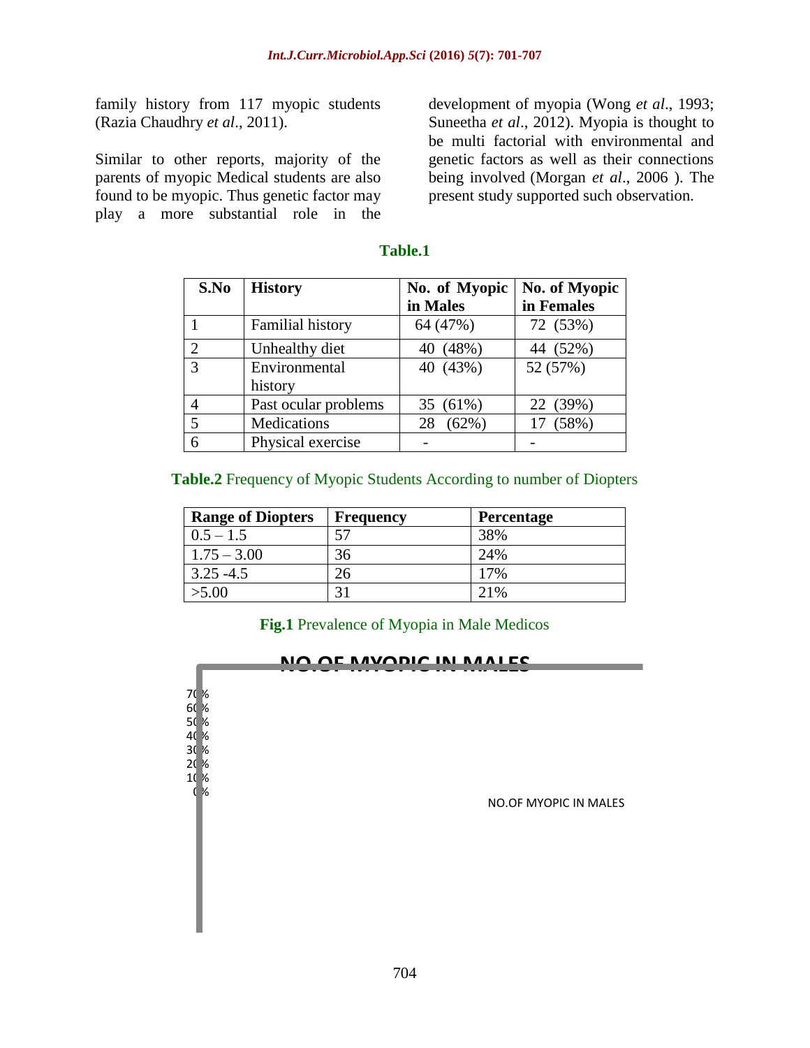family history from 117 myopic students (Razia Chaudhry *et al*., 2011).

Similar to other reports, majority of the parents of myopic Medical students are also found to be myopic. Thus genetic factor may play a more substantial role in the development of myopia (Wong *et al*., 1993; Suneetha *et al*., 2012). Myopia is thought to be multi factorial with environmental and genetic factors as well as their connections being involved (Morgan *et al*., 2006 ). The present study supported such observation.

**Table.1**

| S.No | History | No. of Myopic in Males | No. of Myopic in Females |
|---|---|---|---|
| 1 | Familial history | 64 (47%) | 72 (53%) |
| 2 | Unhealthy diet | 40 (48%) | 44 (52%) |
| 3 | Environmental history | 40 (43%) | 52 (57%) |
| 4 | Past ocular problems | 35 (61%) | 22 (39%) |
| 5 | Medications | 28 (62%) | 17 (58%) |
| 6 | Physical exercise | - | - |

**Table.2** Frequency of Myopic Students According to number of Diopters

| Range of Diopters | Frequency | Percentage |
|---|---|---|
| 0.5 – 1.5 | 57 | 38% |
| 1.75 – 3.00 | 36 | 24% |
| 3.25 -4.5 | 26 | 17% |
| >5.00 | 31 | 21% |

**Fig.1** Prevalence of Myopia in Male Medicos

NO.OF MYOPIC IN MALES

70%
60%
50%
40%
30%
20%
10%
0%

NO.OF MYOPIC IN MALES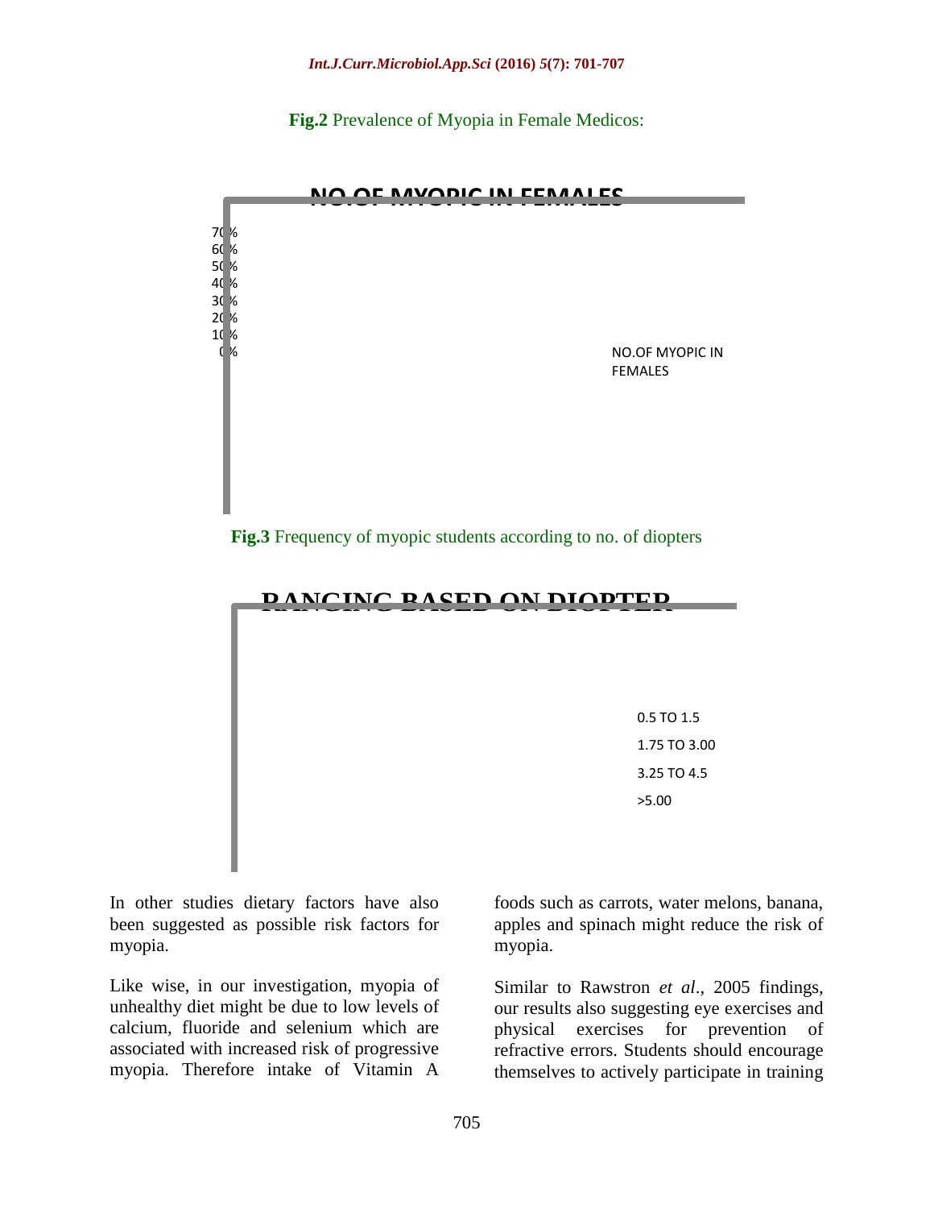**Fig.2** Prevalence of Myopia in Female Medicos:

NO.OF MYOPIC IN FEMALES

70%
60%
50%
40%
30%
20%
10%
0%

NO.OF MYOPIC IN FEMALES

**Fig.3** Frequency of myopic students according to no. of diopters

RANGING BASED ON DIOPTER

0.5 TO 1.5
1.75 TO 3.00
3.25 TO 4.5
>5.00

In other studies dietary factors have also been suggested as possible risk factors for myopia.

Like wise, in our investigation, myopia of unhealthy diet might be due to low levels of calcium, fluoride and selenium which are associated with increased risk of progressive myopia. Therefore intake of Vitamin A foods such as carrots, water melons, banana, apples and spinach might reduce the risk of myopia.

Similar to Rawstron *et al*., 2005 findings, our results also suggesting eye exercises and physical exercises for prevention of refractive errors. Students should encourage themselves to actively participate in training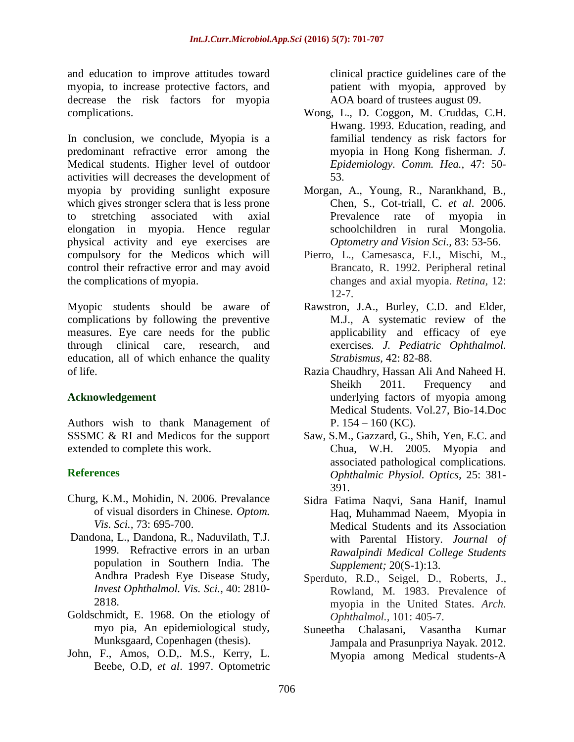and education to improve attitudes toward myopia, to increase protective factors, and decrease the risk factors for myopia complications.

In conclusion, we conclude, Myopia is a predominant refractive error among the Medical students. Higher level of outdoor activities will decreases the development of myopia by providing sunlight exposure which gives stronger sclera that is less prone to stretching associated with axial elongation in myopia. Hence regular physical activity and eye exercises are compulsory for the Medicos which will control their refractive error and may avoid the complications of myopia.

Myopic students should be aware of complications by following the preventive measures. Eye care needs for the public through clinical care, research, and education, all of which enhance the quality of life.

## Acknowledgement

Authors wish to thank Management of SSSMC & RI and Medicos for the support extended to complete this work.

## References

Churg, K.M., Mohidin, N. 2006. Prevalance of visual disorders in Chinese. *Optom. Vis. Sci.,* 73: 695-700.

Dandona, L., Dandona, R., Naduvilath, T.J. 1999. Refractive errors in an urban population in Southern India. The Andhra Pradesh Eye Disease Study, *Invest Ophthalmol. Vis. Sci.,* 40: 2810-2818.

Goldschmidt, E. 1968. On the etiology of myo pia, An epidemiological study, Munksgaard, Copenhagen (thesis).

John, F., Amos, O.D,. M.S., Kerry, L. Beebe, O.D, *et al*. 1997. Optometric clinical practice guidelines care of the patient with myopia, approved by AOA board of trustees august 09.

Wong, L., D. Coggon, M. Cruddas, C.H. Hwang. 1993. Education, reading, and familial tendency as risk factors for myopia in Hong Kong fisherman. *J. Epidemiology. Comm. Hea.,* 47: 50-53.

Morgan, A., Young, R., Narankhand, B., Chen, S., Cot-triall, C. *et al*. 2006. Prevalence rate of myopia in schoolchildren in rural Mongolia. *Optometry and Vision Sci.,* 83: 53-56.

Pierro, L., Camesasca, F.I., Mischi, M., Brancato, R. 1992. Peripheral retinal changes and axial myopia. *Retina,* 12: 12-7.

Rawstron, J.A., Burley, C.D. and Elder, M.J., A systematic review of the applicability and efficacy of eye exercises*. J. Pediatric Ophthalmol. Strabismus,* 42: 82-88.

Razia Chaudhry, Hassan Ali And Naheed H. Sheikh 2011. Frequency and underlying factors of myopia among Medical Students. Vol.27, Bio-14.Doc P. 154 – 160 (KC).

Saw, S.M., Gazzard, G., Shih, Yen, E.C. and Chua, W.H. 2005. Myopia and associated pathological complications. *Ophthalmic Physiol. Optics,* 25: 381-391.

Sidra Fatima Naqvi, Sana Hanif, Inamul Haq, Muhammad Naeem, Myopia in Medical Students and its Association with Parental History. *Journal of Rawalpindi Medical College Students Supplement;* 20(S-1):13.

Sperduto, R.D., Seigel, D., Roberts, J., Rowland, M. 1983. Prevalence of myopia in the United States. *Arch. Ophthalmol.,* 101: 405-7.

Suneetha Chalasani, Vasantha Kumar Jampala and Prasunpriya Nayak. 2012. Myopia among Medical students-A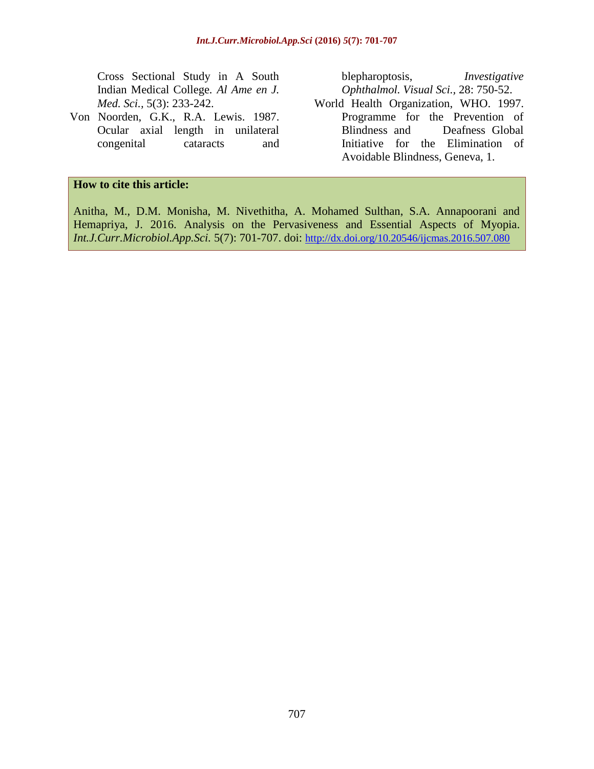Cross Sectional Study in A South Indian Medical College. *Al Ame en J. Med. Sci.,* 5(3): 233-242.

Von Noorden, G.K., R.A. Lewis. 1987. Ocular axial length in unilateral congenital cataracts and blepharoptosis, *Investigative Ophthalmol. Visual Sci.,* 28: 750-52.

World Health Organization, WHO. 1997. Programme for the Prevention of Blindness and Deafness Global Initiative for the Elimination of Avoidable Blindness, Geneva, 1.

**How to cite this article:**

Anitha, M., D.M. Monisha, M. Nivethitha, A. Mohamed Sulthan, S.A. Annapoorani and Hemapriya, J. 2016. Analysis on the Pervasiveness and Essential Aspects of Myopia. *Int.J.Curr.Microbiol.App.Sci.* 5(7): 701-707. doi: http://dx.doi.org/10.20546/ijcmas.2016.507.080